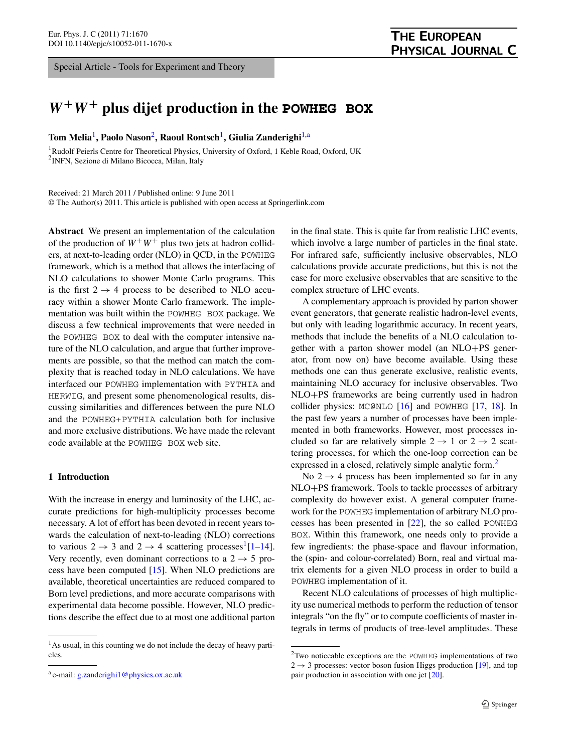Special Article - Tools for Experiment and Theory

# $W^+W^+$ plus dijet production in the POWHEG BOX

**Tom Melia**[1], **Paolo Nason**[2], **Raoul Rontsch**[1], **Giulia Zanderighi**[1,a]

[1] Rudolf Peierls Centre for Theoretical Physics, University of Oxford, 1 Keble Road, Oxford, UK
[2] INFN, Sezione di Milano Bicocca, Milan, Italy

Received: 21 March 2011 / Published online: 9 June 2011
© The Author(s) 2011. This article is published with open access at Springerlink.com

**Abstract** We present an implementation of the calculation of the production of $W^+W^+$ plus two jets at hadron colliders, at next-to-leading order (NLO) in QCD, in the POWHEG framework, which is a method that allows the interfacing of NLO calculations to shower Monte Carlo programs. This is the first $2 \to 4$ process to be described to NLO accuracy within a shower Monte Carlo framework. The implementation was built within the POWHEG BOX package. We discuss a few technical improvements that were needed in the POWHEG BOX to deal with the computer intensive nature of the NLO calculation, and argue that further improvements are possible, so that the method can match the complexity that is reached today in NLO calculations. We have interfaced our POWHEG implementation with PYTHIA and HERWIG, and present some phenomenological results, discussing similarities and differences between the pure NLO and the POWHEG+PYTHIA calculation both for inclusive and more exclusive distributions. We have made the relevant code available at the POWHEG BOX web site.

## 1 Introduction

With the increase in energy and luminosity of the LHC, accurate predictions for high-multiplicity processes become necessary. A lot of effort has been devoted in recent years towards the calculation of next-to-leading (NLO) corrections to various $2 \to 3$ and $2 \to 4$ scattering processes[1] [1–14]. Very recently, even dominant corrections to a $2 \to 5$ process have been computed [15]. When NLO predictions are available, theoretical uncertainties are reduced compared to Born level predictions, and more accurate comparisons with experimental data become possible. However, NLO predictions describe the effect due to at most one additional parton in the final state. This is quite far from realistic LHC events, which involve a large number of particles in the final state. For infrared safe, sufficiently inclusive observables, NLO calculations provide accurate predictions, but this is not the case for more exclusive observables that are sensitive to the complex structure of LHC events.

A complementary approach is provided by parton shower event generators, that generate realistic hadron-level events, but only with leading logarithmic accuracy. In recent years, methods that include the benefits of a NLO calculation together with a parton shower model (an NLO+PS generator, from now on) have become available. Using these methods one can thus generate exclusive, realistic events, maintaining NLO accuracy for inclusive observables. Two NLO+PS frameworks are being currently used in hadron collider physics: MC@NLO [16] and POWHEG [17, 18]. In the past few years a number of processes have been implemented in both frameworks. However, most processes included so far are relatively simple $2 \to 1$ or $2 \to 2$ scattering processes, for which the one-loop correction can be expressed in a closed, relatively simple analytic form.[2]

No $2 \to 4$ process has been implemented so far in any NLO+PS framework. Tools to tackle processes of arbitrary complexity do however exist. A general computer framework for the POWHEG implementation of arbitrary NLO processes has been presented in [22], the so called POWHEG BOX. Within this framework, one needs only to provide a few ingredients: the phase-space and flavour information, the (spin- and colour-correlated) Born, real and virtual matrix elements for a given NLO process in order to build a POWHEG implementation of it.

Recent NLO calculations of processes of high multiplicity use numerical methods to perform the reduction of tensor integrals "on the fly" or to compute coefficients of master integrals in terms of products of tree-level amplitudes. These

[1] As usual, in this counting we do not include the decay of heavy particles.

[a] e-mail: g.zanderighi1@physics.ox.ac.uk

[2] Two noticeable exceptions are the POWHEG implementations of two $2 \to 3$ processes: vector boson fusion Higgs production [19], and top pair production in association with one jet [20].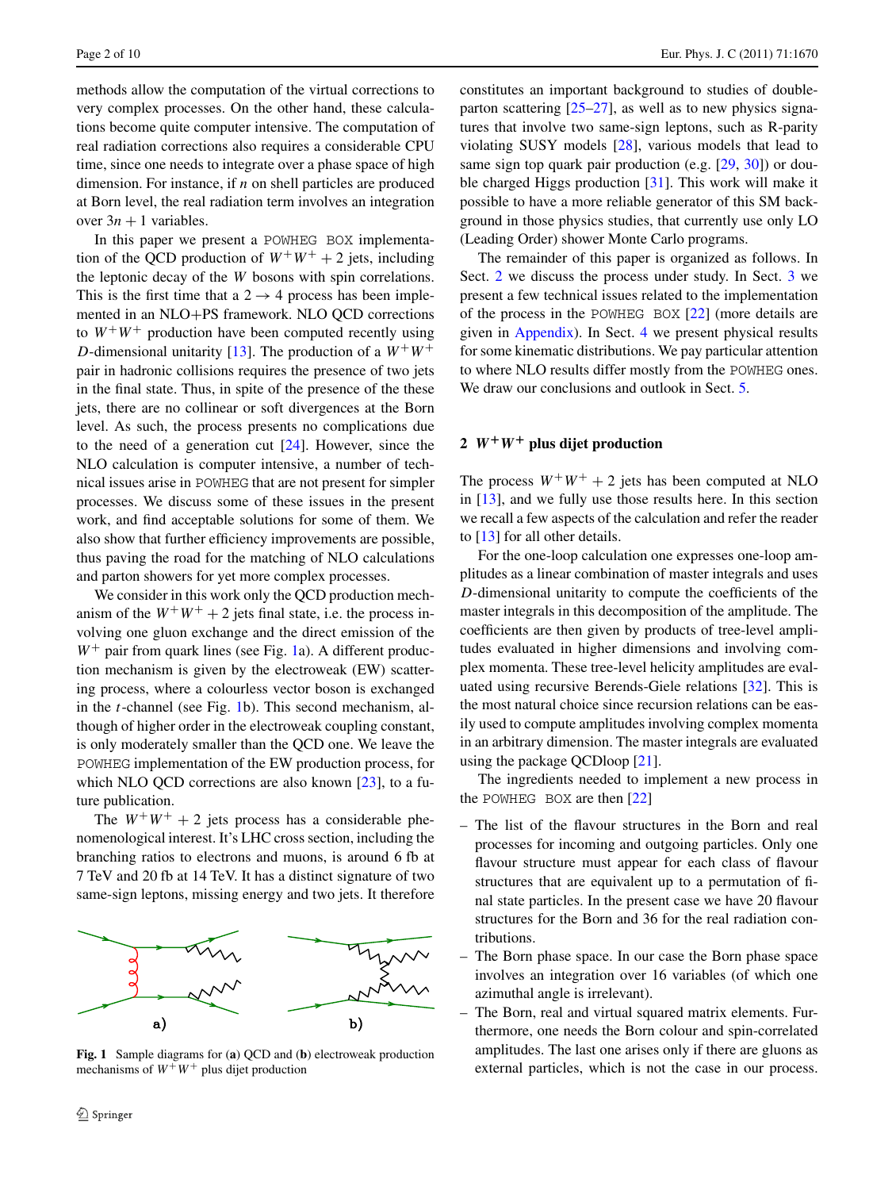methods allow the computation of the virtual corrections to very complex processes. On the other hand, these calculations become quite computer intensive. The computation of real radiation corrections also requires a considerable CPU time, since one needs to integrate over a phase space of high dimension. For instance, if $n$ on shell particles are produced at Born level, the real radiation term involves an integration over $3n+1$ variables.

In this paper we present a POWHEG BOX implementation of the QCD production of $W^+W^+ + 2$ jets, including the leptonic decay of the $W$ bosons with spin correlations. This is the first time that a $2 \to 4$ process has been implemented in an NLO+PS framework. NLO QCD corrections to $W^+W^+$ production have been computed recently using $D$-dimensional unitarity [13]. The production of a $W^+W^+$ pair in hadronic collisions requires the presence of two jets in the final state. Thus, in spite of the presence of the these jets, there are no collinear or soft divergences at the Born level. As such, the process presents no complications due to the need of a generation cut [24]. However, since the NLO calculation is computer intensive, a number of technical issues arise in POWHEG that are not present for simpler processes. We discuss some of these issues in the present work, and find acceptable solutions for some of them. We also show that further efficiency improvements are possible, thus paving the road for the matching of NLO calculations and parton showers for yet more complex processes.

We consider in this work only the QCD production mechanism of the $W^+W^+ + 2$ jets final state, i.e. the process involving one gluon exchange and the direct emission of the $W^+$ pair from quark lines (see Fig. 1a). A different production mechanism is given by the electroweak (EW) scattering process, where a colourless vector boson is exchanged in the $t$-channel (see Fig. 1b). This second mechanism, although of higher order in the electroweak coupling constant, is only moderately smaller than the QCD one. We leave the POWHEG implementation of the EW production process, for which NLO QCD corrections are also known [23], to a future publication.

The $W^+W^+ + 2$ jets process has a considerable phenomenological interest. It's LHC cross section, including the branching ratios to electrons and muons, is around 6 fb at 7 TeV and 20 fb at 14 TeV. It has a distinct signature of two same-sign leptons, missing energy and two jets. It therefore constitutes an important background to studies of double-parton scattering [25–27], as well as to new physics signatures that involve two same-sign leptons, such as R-parity violating SUSY models [28], various models that lead to same sign top quark pair production (e.g. [29, 30]) or double charged Higgs production [31]. This work will make it possible to have a more reliable generator of this SM background in those physics studies, that currently use only LO (Leading Order) shower Monte Carlo programs.

The remainder of this paper is organized as follows. In Sect. 2 we discuss the process under study. In Sect. 3 we present a few technical issues related to the implementation of the process in the POWHEG BOX [22] (more details are given in Appendix). In Sect. 4 we present physical results for some kinematic distributions. We pay particular attention to where NLO results differ mostly from the POWHEG ones. We draw our conclusions and outlook in Sect. 5.

a) b)

**Fig. 1** Sample diagrams for (**a**) QCD and (**b**) electroweak production mechanisms of $W^+W^+$ plus dijet production

## 2 $W^+W^+$ plus dijet production

The process $W^+W^+ + 2$ jets has been computed at NLO in [13], and we fully use those results here. In this section we recall a few aspects of the calculation and refer the reader to [13] for all other details.

For the one-loop calculation one expresses one-loop amplitudes as a linear combination of master integrals and uses $D$-dimensional unitarity to compute the coefficients of the master integrals in this decomposition of the amplitude. The coefficients are then given by products of tree-level amplitudes evaluated in higher dimensions and involving complex momenta. These tree-level helicity amplitudes are evaluated using recursive Berends-Giele relations [32]. This is the most natural choice since recursion relations can be easily used to compute amplitudes involving complex momenta in an arbitrary dimension. The master integrals are evaluated using the package QCDloop [21].

The ingredients needed to implement a new process in the POWHEG BOX are then [22]

- The list of the flavour structures in the Born and real processes for incoming and outgoing particles. Only one flavour structure must appear for each class of flavour structures that are equivalent up to a permutation of final state particles. In the present case we have 20 flavour structures for the Born and 36 for the real radiation contributions.
- The Born phase space. In our case the Born phase space involves an integration over 16 variables (of which one azimuthal angle is irrelevant).
- The Born, real and virtual squared matrix elements. Furthermore, one needs the Born colour and spin-correlated amplitudes. The last one arises only if there are gluons as external particles, which is not the case in our process.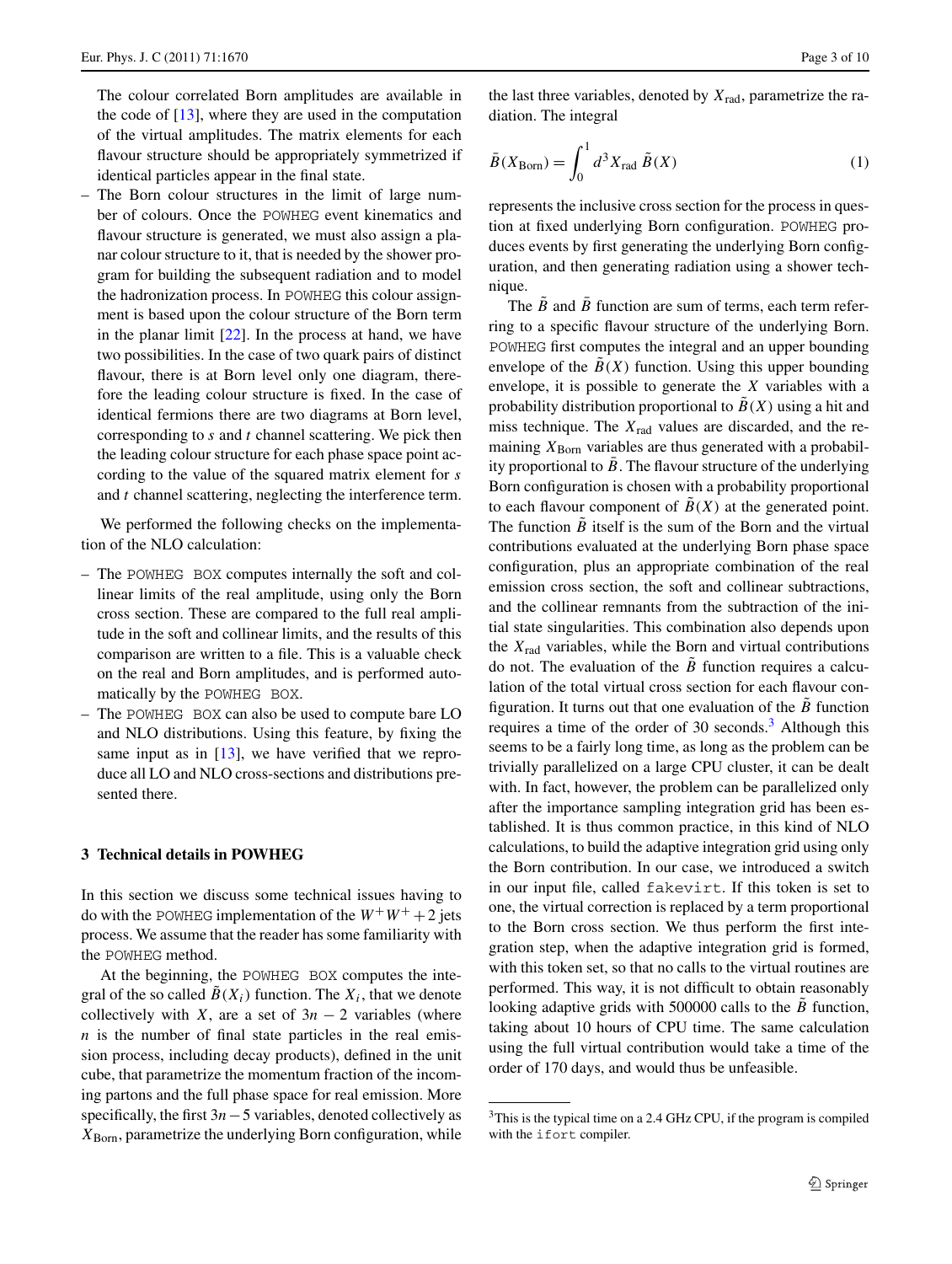The colour correlated Born amplitudes are available in the code of [13], where they are used in the computation of the virtual amplitudes. The matrix elements for each flavour structure should be appropriately symmetrized if identical particles appear in the final state.

- The Born colour structures in the limit of large number of colours. Once the POWHEG event kinematics and flavour structure is generated, we must also assign a planar colour structure to it, that is needed by the shower program for building the subsequent radiation and to model the hadronization process. In POWHEG this colour assignment is based upon the colour structure of the Born term in the planar limit [22]. In the process at hand, we have two possibilities. In the case of two quark pairs of distinct flavour, there is at Born level only one diagram, therefore the leading colour structure is fixed. In the case of identical fermions there are two diagrams at Born level, corresponding to $s$ and $t$ channel scattering. We pick then the leading colour structure for each phase space point according to the value of the squared matrix element for $s$ and $t$ channel scattering, neglecting the interference term.

We performed the following checks on the implementation of the NLO calculation:

- The POWHEG BOX computes internally the soft and collinear limits of the real amplitude, using only the Born cross section. These are compared to the full real amplitude in the soft and collinear limits, and the results of this comparison are written to a file. This is a valuable check on the real and Born amplitudes, and is performed automatically by the POWHEG BOX.
- The POWHEG BOX can also be used to compute bare LO and NLO distributions. Using this feature, by fixing the same input as in [13], we have verified that we reproduce all LO and NLO cross-sections and distributions presented there.

## 3 Technical details in POWHEG

In this section we discuss some technical issues having to do with the POWHEG implementation of the $W^+W^+ + 2$ jets process. We assume that the reader has some familiarity with the POWHEG method.

At the beginning, the POWHEG BOX computes the integral of the so called $\tilde{B}(X_i)$ function. The $X_i$, that we denote collectively with $X$, are a set of $3n - 2$ variables (where $n$ is the number of final state particles in the real emission process, including decay products), defined in the unit cube, that parametrize the momentum fraction of the incoming partons and the full phase space for real emission. More specifically, the first $3n - 5$ variables, denoted collectively as $X_{\mathrm{Born}}$, parametrize the underlying Born configuration, while the last three variables, denoted by $X_{\mathrm{rad}}$, parametrize the radiation. The integral

$$\bar{B}(X_{\mathrm{Born}}) = \int_0^1 d^3 X_{\mathrm{rad}}\, \tilde{B}(X) \tag{1}$$

represents the inclusive cross section for the process in question at fixed underlying Born configuration. POWHEG produces events by first generating the underlying Born configuration, and then generating radiation using a shower technique.

The $\tilde{B}$ and $\bar{B}$ function are sum of terms, each term referring to a specific flavour structure of the underlying Born. POWHEG first computes the integral and an upper bounding envelope of the $\tilde{B}(X)$ function. Using this upper bounding envelope, it is possible to generate the $X$ variables with a probability distribution proportional to $\tilde{B}(X)$ using a hit and miss technique. The $X_{\mathrm{rad}}$ values are discarded, and the remaining $X_{\mathrm{Born}}$ variables are thus generated with a probability proportional to $\bar{B}$. The flavour structure of the underlying Born configuration is chosen with a probability proportional to each flavour component of $\tilde{B}(X)$ at the generated point. The function $\tilde{B}$ itself is the sum of the Born and the virtual contributions evaluated at the underlying Born phase space configuration, plus an appropriate combination of the real emission cross section, the soft and collinear subtractions, and the collinear remnants from the subtraction of the initial state singularities. This combination also depends upon the $X_{\mathrm{rad}}$ variables, while the Born and virtual contributions do not. The evaluation of the $\tilde{B}$ function requires a calculation of the total virtual cross section for each flavour configuration. It turns out that one evaluation of the $\tilde{B}$ function requires a time of the order of 30 seconds.[3] Although this seems to be a fairly long time, as long as the problem can be trivially parallelized on a large CPU cluster, it can be dealt with. In fact, however, the problem can be parallelized only after the importance sampling integration grid has been established. It is thus common practice, in this kind of NLO calculations, to build the adaptive integration grid using only the Born contribution. In our case, we introduced a switch in our input file, called fakevirt. If this token is set to one, the virtual correction is replaced by a term proportional to the Born cross section. We thus perform the first integration step, when the adaptive integration grid is formed, with this token set, so that no calls to the virtual routines are performed. This way, it is not difficult to obtain reasonably looking adaptive grids with 500000 calls to the $\tilde{B}$ function, taking about 10 hours of CPU time. The same calculation using the full virtual contribution would take a time of the order of 170 days, and would thus be unfeasible.

[3] This is the typical time on a 2.4 GHz CPU, if the program is compiled with the ifort compiler.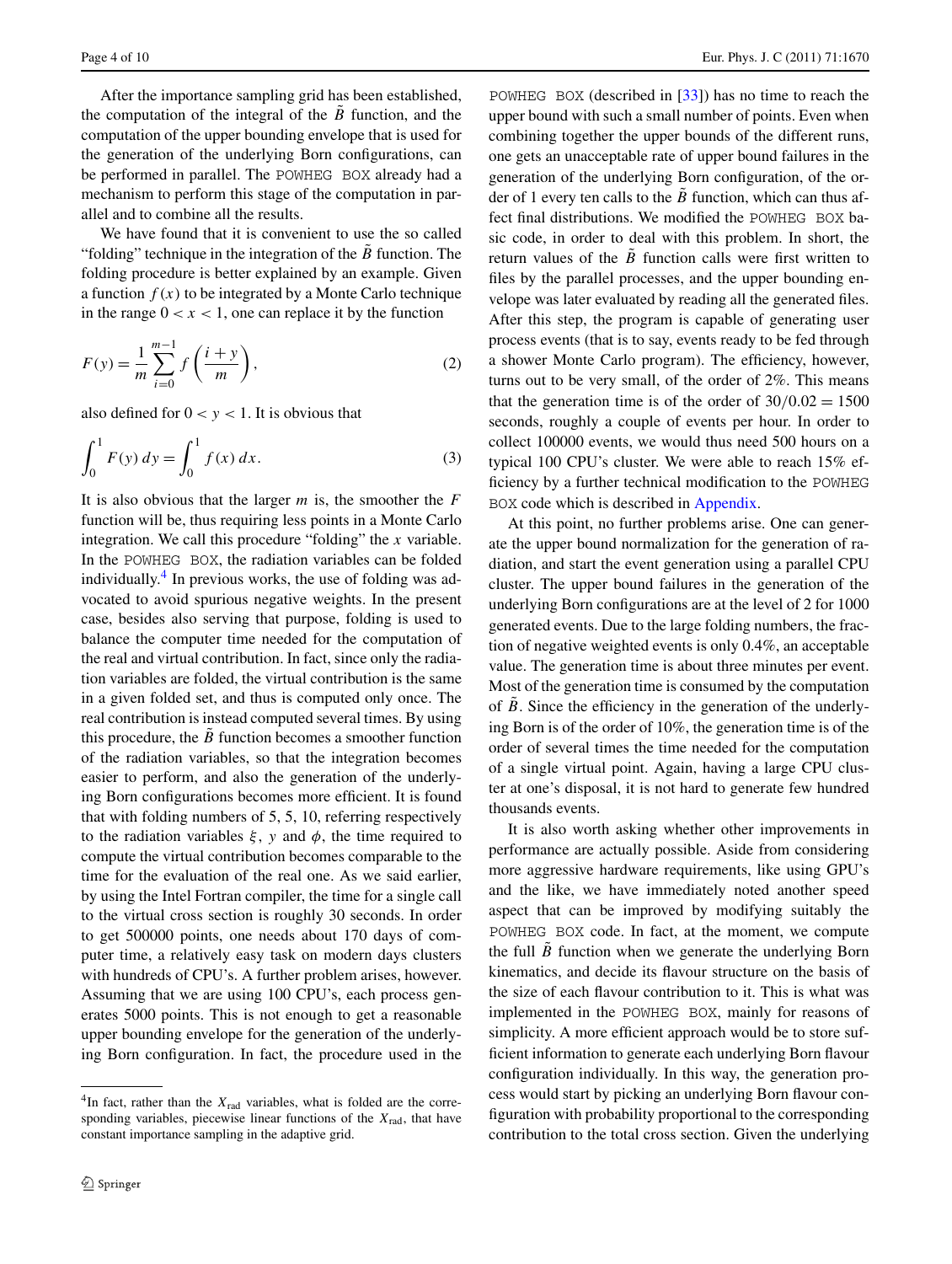After the importance sampling grid has been established, the computation of the integral of the $\tilde{B}$ function, and the computation of the upper bounding envelope that is used for the generation of the underlying Born configurations, can be performed in parallel. The POWHEG BOX already had a mechanism to perform this stage of the computation in parallel and to combine all the results.

We have found that it is convenient to use the so called "folding" technique in the integration of the $\tilde{B}$ function. The folding procedure is better explained by an example. Given a function $f(x)$ to be integrated by a Monte Carlo technique in the range $0 < x < 1$, one can replace it by the function

$$F(y) = \frac{1}{m} \sum_{i=0}^{m-1} f\left(\frac{i+y}{m}\right), \tag{2}$$

also defined for $0 < y < 1$. It is obvious that

$$\int_0^1 F(y)\, dy = \int_0^1 f(x)\, dx. \tag{3}$$

It is also obvious that the larger $m$ is, the smoother the $F$ function will be, thus requiring less points in a Monte Carlo integration. We call this procedure "folding" the $x$ variable. In the POWHEG BOX, the radiation variables can be folded individually.[4] In previous works, the use of folding was advocated to avoid spurious negative weights. In the present case, besides also serving that purpose, folding is used to balance the computer time needed for the computation of the real and virtual contribution. In fact, since only the radiation variables are folded, the virtual contribution is the same in a given folded set, and thus is computed only once. The real contribution is instead computed several times. By using this procedure, the $\tilde{B}$ function becomes a smoother function of the radiation variables, so that the integration becomes easier to perform, and also the generation of the underlying Born configurations becomes more efficient. It is found that with folding numbers of 5, 5, 10, referring respectively to the radiation variables $\xi$, $y$ and $\phi$, the time required to compute the virtual contribution becomes comparable to the time for the evaluation of the real one. As we said earlier, by using the Intel Fortran compiler, the time for a single call to the virtual cross section is roughly 30 seconds. In order to get 500000 points, one needs about 170 days of computer time, a relatively easy task on modern days clusters with hundreds of CPU's. A further problem arises, however. Assuming that we are using 100 CPU's, each process generates 5000 points. This is not enough to get a reasonable upper bounding envelope for the generation of the underlying Born configuration. In fact, the procedure used in the POWHEG BOX (described in [33]) has no time to reach the upper bound with such a small number of points. Even when combining together the upper bounds of the different runs, one gets an unacceptable rate of upper bound failures in the generation of the underlying Born configuration, of the order of 1 every ten calls to the $\tilde{B}$ function, which can thus affect final distributions. We modified the POWHEG BOX basic code, in order to deal with this problem. In short, the return values of the $\tilde{B}$ function calls were first written to files by the parallel processes, and the upper bounding envelope was later evaluated by reading all the generated files. After this step, the program is capable of generating user process events (that is to say, events ready to be fed through a shower Monte Carlo program). The efficiency, however, turns out to be very small, of the order of 2%. This means that the generation time is of the order of $30/0.02 = 1500$ seconds, roughly a couple of events per hour. In order to collect 100000 events, we would thus need 500 hours on a typical 100 CPU's cluster. We were able to reach 15% efficiency by a further technical modification to the POWHEG BOX code which is described in Appendix.

At this point, no further problems arise. One can generate the upper bound normalization for the generation of radiation, and start the event generation using a parallel CPU cluster. The upper bound failures in the generation of the underlying Born configurations are at the level of 2 for 1000 generated events. Due to the large folding numbers, the fraction of negative weighted events is only 0.4%, an acceptable value. The generation time is about three minutes per event. Most of the generation time is consumed by the computation of $\tilde{B}$. Since the efficiency in the generation of the underlying Born is of the order of 10%, the generation time is of the order of several times the time needed for the computation of a single virtual point. Again, having a large CPU cluster at one's disposal, it is not hard to generate few hundred thousands events.

It is also worth asking whether other improvements in performance are actually possible. Aside from considering more aggressive hardware requirements, like using GPU's and the like, we have immediately noted another speed aspect that can be improved by modifying suitably the POWHEG BOX code. In fact, at the moment, we compute the full $\tilde{B}$ function when we generate the underlying Born kinematics, and decide its flavour structure on the basis of the size of each flavour contribution to it. This is what was implemented in the POWHEG BOX, mainly for reasons of simplicity. A more efficient approach would be to store sufficient information to generate each underlying Born flavour configuration individually. In this way, the generation process would start by picking an underlying Born flavour configuration with probability proportional to the corresponding contribution to the total cross section. Given the underlying

[4] In fact, rather than the $X_{\mathrm{rad}}$ variables, what is folded are the corresponding variables, piecewise linear functions of the $X_{\mathrm{rad}}$, that have constant importance sampling in the adaptive grid.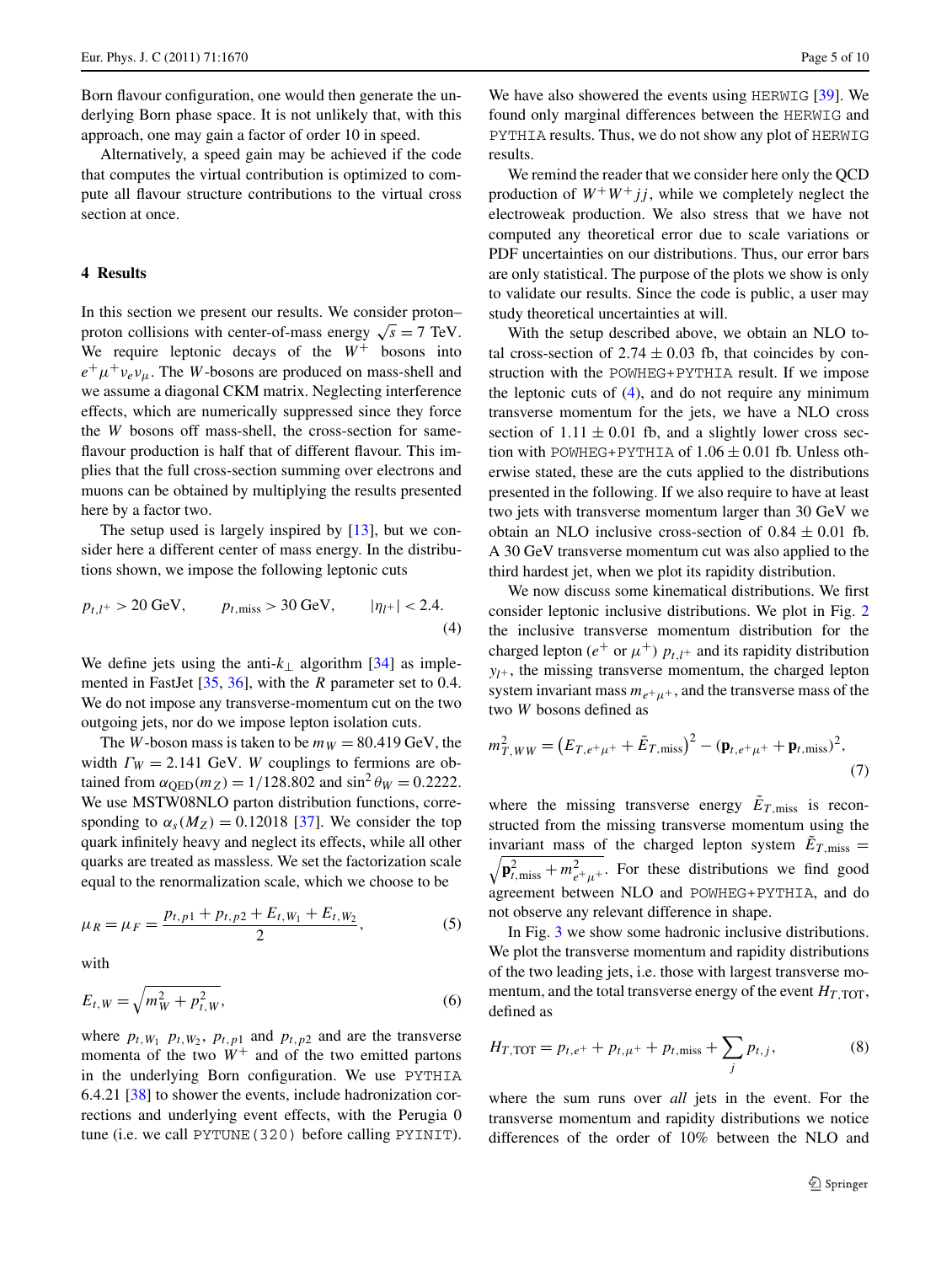Born flavour configuration, one would then generate the underlying Born phase space. It is not unlikely that, with this approach, one may gain a factor of order 10 in speed.

Alternatively, a speed gain may be achieved if the code that computes the virtual contribution is optimized to compute all flavour structure contributions to the virtual cross section at once.

## 4 Results

In this section we present our results. We consider proton–proton collisions with center-of-mass energy $\sqrt{s} = 7$ TeV. We require leptonic decays of the $W^+$ bosons into $e^+\mu^+\nu_e\nu_\mu$. The $W$-bosons are produced on mass-shell and we assume a diagonal CKM matrix. Neglecting interference effects, which are numerically suppressed since they force the $W$ bosons off mass-shell, the cross-section for same-flavour production is half that of different flavour. This implies that the full cross-section summing over electrons and muons can be obtained by multiplying the results presented here by a factor two.

The setup used is largely inspired by [13], but we consider here a different center of mass energy. In the distributions shown, we impose the following leptonic cuts

$$p_{t,l^+} > 20 \text{ GeV}, \qquad p_{t,\text{miss}} > 30 \text{ GeV}, \qquad |\eta_{l^+}| < 2.4. \tag{4}$$

We define jets using the anti-$k_\perp$ algorithm [34] as implemented in FastJet [35, 36], with the $R$ parameter set to 0.4. We do not impose any transverse-momentum cut on the two outgoing jets, nor do we impose lepton isolation cuts.

The $W$-boson mass is taken to be $m_W = 80.419$ GeV, the width $\Gamma_W = 2.141$ GeV. $W$ couplings to fermions are obtained from $\alpha_{\text{QED}}(m_Z) = 1/128.802$ and $\sin^2\theta_W = 0.2222$. We use MSTW08NLO parton distribution functions, corresponding to $\alpha_s(M_Z) = 0.12018$ [37]. We consider the top quark infinitely heavy and neglect its effects, while all other quarks are treated as massless. We set the factorization scale equal to the renormalization scale, which we choose to be

$$\mu_R = \mu_F = \frac{p_{t,p1} + p_{t,p2} + E_{t,W_1} + E_{t,W_2}}{2}, \tag{5}$$

with

$$E_{t,W} = \sqrt{m_W^2 + p_{t,W}^2}, \tag{6}$$

where $p_{t,W_1}$ $p_{t,W_2}$, $p_{t,p1}$ and $p_{t,p2}$ and are the transverse momenta of the two $W^+$ and of the two emitted partons in the underlying Born configuration. We use PYTHIA 6.4.21 [38] to shower the events, include hadronization corrections and underlying event effects, with the Perugia 0 tune (i.e. we call PYTUNE(320) before calling PYINIT). We have also showered the events using HERWIG [39]. We found only marginal differences between the HERWIG and PYTHIA results. Thus, we do not show any plot of HERWIG results.

We remind the reader that we consider here only the QCD production of $W^+W^+jj$, while we completely neglect the electroweak production. We also stress that we have not computed any theoretical error due to scale variations or PDF uncertainties on our distributions. Thus, our error bars are only statistical. The purpose of the plots we show is only to validate our results. Since the code is public, a user may study theoretical uncertainties at will.

With the setup described above, we obtain an NLO total cross-section of $2.74 \pm 0.03$ fb, that coincides by construction with the POWHEG+PYTHIA result. If we impose the leptonic cuts of (4), and do not require any minimum transverse momentum for the jets, we have a NLO cross section of $1.11 \pm 0.01$ fb, and a slightly lower cross section with POWHEG+PYTHIA of $1.06 \pm 0.01$ fb. Unless otherwise stated, these are the cuts applied to the distributions presented in the following. If we also require to have at least two jets with transverse momentum larger than 30 GeV we obtain an NLO inclusive cross-section of $0.84 \pm 0.01$ fb. A 30 GeV transverse momentum cut was also applied to the third hardest jet, when we plot its rapidity distribution.

We now discuss some kinematical distributions. We first consider leptonic inclusive distributions. We plot in Fig. 2 the inclusive transverse momentum distribution for the charged lepton ($e^+$ or $\mu^+$) $p_{t,l^+}$ and its rapidity distribution $y_{l^+}$, the missing transverse momentum, the charged lepton system invariant mass $m_{e^+\mu^+}$, and the transverse mass of the two $W$ bosons defined as

$$m_{T,WW}^2 = \left(E_{T,e^+\mu^+} + \tilde{E}_{T,\text{miss}}\right)^2 - \left(\mathbf{p}_{t,e^+\mu^+} + \mathbf{p}_{t,\text{miss}}\right)^2, \tag{7}$$

where the missing transverse energy $\tilde{E}_{T,\text{miss}}$ is reconstructed from the missing transverse momentum using the invariant mass of the charged lepton system $\tilde{E}_{T,\text{miss}} = \sqrt{\mathbf{p}_{t,\text{miss}}^2 + m_{e^+\mu^+}^2}$. For these distributions we find good agreement between NLO and POWHEG+PYTHIA, and do not observe any relevant difference in shape.

In Fig. 3 we show some hadronic inclusive distributions. We plot the transverse momentum and rapidity distributions of the two leading jets, i.e. those with largest transverse momentum, and the total transverse energy of the event $H_{T,\text{TOT}}$, defined as

$$H_{T,\text{TOT}} = p_{t,e^+} + p_{t,\mu^+} + p_{t,\text{miss}} + \sum_j p_{t,j}, \tag{8}$$

where the sum runs over *all* jets in the event. For the transverse momentum and rapidity distributions we notice differences of the order of 10% between the NLO and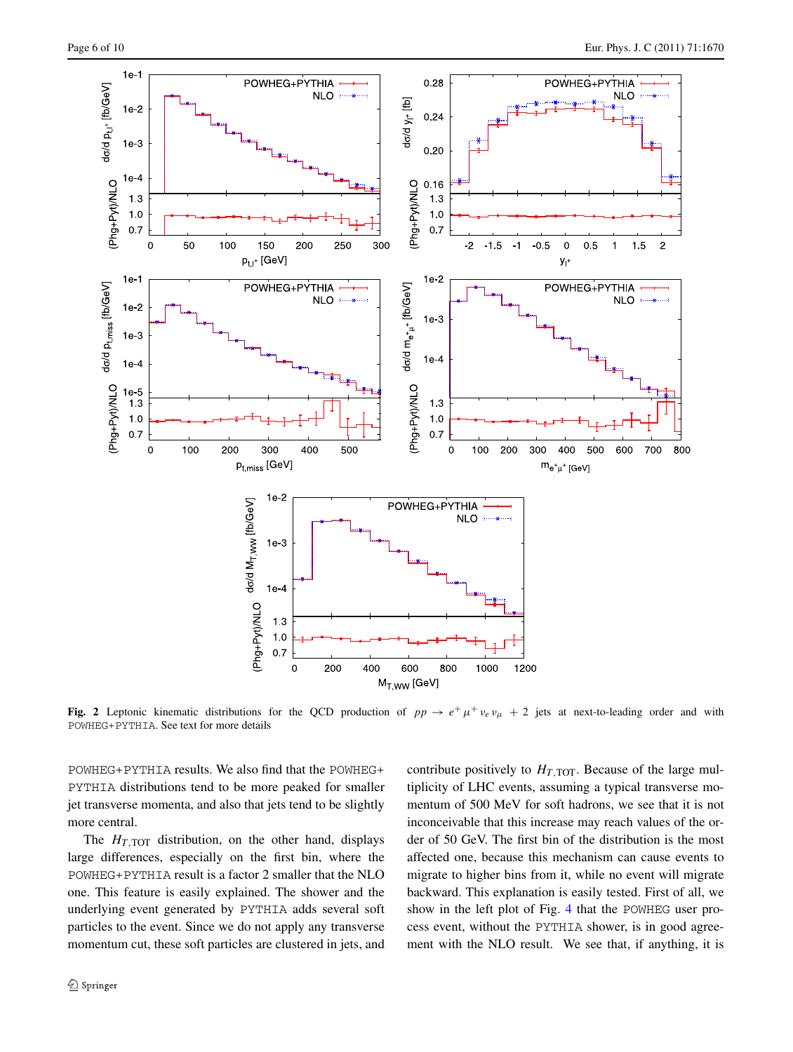POWHEG+PYTHIA
NLO
$d\sigma/d\,p_{t,l^+}$ [fb/GeV]
1e-1
1e-2
1e-3
1e-4
(Phg+Pyt)/NLO
1.3
1.0
0.7
0 50 100 150 200 250 300
$p_{t,l^+}$ [GeV]

POWHEG+PYTHIA
NLO
$d\sigma/d\,y_{l^+}$ [fb]
0.28
0.24
0.20
0.16
(Phg+Pyt)/NLO
1.3
1.0
0.7
-2 -1.5 -1 -0.5 0 0.5 1 1.5 2
$y_{l^+}$

POWHEG+PYTHIA
NLO
$d\sigma/d\,p_{t,miss}$ [fb/GeV]
1e-1
1e-2
1e-3
1e-4
1e-5
(Phg+Pyt)/NLO
1.3
1.0
0.7
0 100 200 300 400 500
$p_{t,miss}$ [GeV]

POWHEG+PYTHIA
NLO
$d\sigma/d\,m_{e^+\mu^+}$ [fb/GeV]
1e-2
1e-3
1e-4
(Phg+Pyt)/NLO
1.3
1.0
0.7
0 100 200 300 400 500 600 700 800
$m_{e^+\mu^+}$ [GeV]

POWHEG+PYTHIA
NLO
$d\sigma/d\,M_{T,WW}$ [fb/GeV]
1e-2
1e-3
1e-4
(Phg+Pyt)/NLO
1.3
1.0
0.7
0 200 400 600 800 1000 1200
$M_{T,WW}$ [GeV]

**Fig. 2** Leptonic kinematic distributions for the QCD production of $pp \to e^+\mu^+\nu_e\nu_\mu + 2$ jets at next-to-leading order and with POWHEG+PYTHIA. See text for more details

POWHEG+PYTHIA results. We also find that the POWHEG+PYTHIA distributions tend to be more peaked for smaller jet transverse momenta, and also that jets tend to be slightly more central.

The $H_{T,\mathrm{TOT}}$ distribution, on the other hand, displays large differences, especially on the first bin, where the POWHEG+PYTHIA result is a factor 2 smaller that the NLO one. This feature is easily explained. The shower and the underlying event generated by PYTHIA adds several soft particles to the event. Since we do not apply any transverse momentum cut, these soft particles are clustered in jets, and contribute positively to $H_{T,\mathrm{TOT}}$. Because of the large multiplicity of LHC events, assuming a typical transverse momentum of 500 MeV for soft hadrons, we see that it is not inconceivable that this increase may reach values of the order of 50 GeV. The first bin of the distribution is the most affected one, because this mechanism can cause events to migrate to higher bins from it, while no event will migrate backward. This explanation is easily tested. First of all, we show in the left plot of Fig. 4 that the POWHEG user process event, without the PYTHIA shower, is in good agreement with the NLO result. We see that, if anything, it is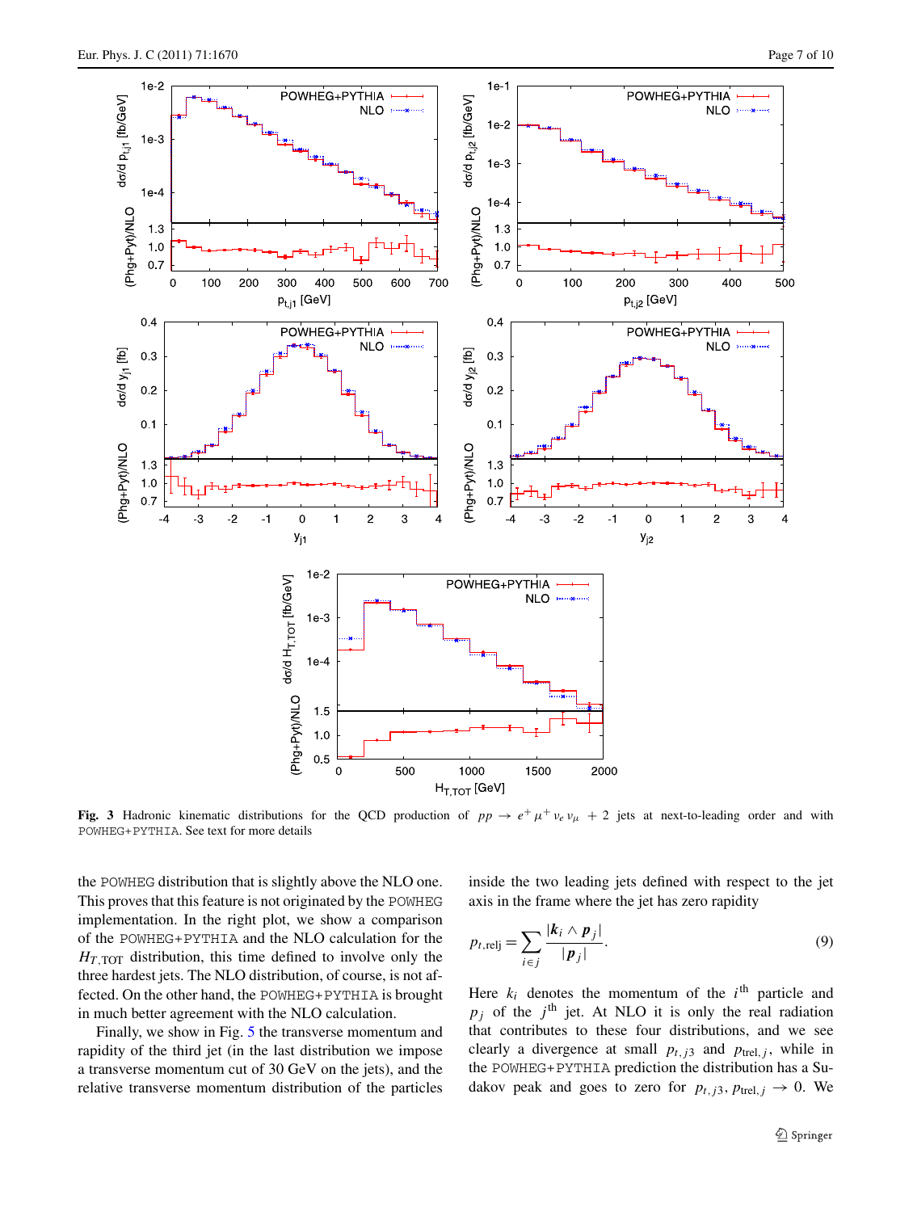POWHEG+PYTHIA
NLO
$d\sigma/d\, p_{t,j1}$ [fb/GeV]
(Phg+Pyt)/NLO
$p_{t,j1}$ [GeV]
1e-2
1e-3
1e-4
1.3
1.0
0.7
0 100 200 300 400 500 600 700

POWHEG+PYTHIA
NLO
$d\sigma/d\, p_{t,j2}$ [fb/GeV]
(Phg+Pyt)/NLO
$p_{t,j2}$ [GeV]
1e-1
1e-2
1e-3
1e-4
1.3
1.0
0.7
0 100 200 300 400 500

POWHEG+PYTHIA
NLO
$d\sigma/d\, y_{j1}$ [fb]
(Phg+Pyt)/NLO
$y_{j1}$
0.4
0.3
0.2
0.1
1.3
1.0
0.7
-4 -3 -2 -1 0 1 2 3 4

POWHEG+PYTHIA
NLO
$d\sigma/d\, y_{j2}$ [fb]
(Phg+Pyt)/NLO
$y_{j2}$
0.4
0.3
0.2
0.1
1.3
1.0
0.7
-4 -3 -2 -1 0 1 2 3 4

POWHEG+PYTHIA
NLO
$d\sigma/d\, H_{T,TOT}$ [fb/GeV]
(Phg+Pyt)/NLO
$H_{T,TOT}$ [GeV]
1e-2
1e-3
1e-4
1.5
1.0
0.5
0 500 1000 1500 2000

**Fig. 3** Hadronic kinematic distributions for the QCD production of $pp \to e^+\mu^+\nu_e\nu_\mu + 2$ jets at next-to-leading order and with POWHEG+PYTHIA. See text for more details

the POWHEG distribution that is slightly above the NLO one. This proves that this feature is not originated by the POWHEG implementation. In the right plot, we show a comparison of the POWHEG+PYTHIA and the NLO calculation for the $H_{T,\mathrm{TOT}}$ distribution, this time defined to involve only the three hardest jets. The NLO distribution, of course, is not affected. On the other hand, the POWHEG+PYTHIA is brought in much better agreement with the NLO calculation.

Finally, we show in Fig. 5 the transverse momentum and rapidity of the third jet (in the last distribution we impose a transverse momentum cut of 30 GeV on the jets), and the relative transverse momentum distribution of the particles inside the two leading jets defined with respect to the jet axis in the frame where the jet has zero rapidity

$$p_{t,\mathrm{relj}} = \sum_{i \in j} \frac{|\boldsymbol{k}_i \wedge \boldsymbol{p}_j|}{|\boldsymbol{p}_j|}. \tag{9}$$

Here $k_i$ denotes the momentum of the $i^{\mathrm{th}}$ particle and $p_j$ of the $j^{\mathrm{th}}$ jet. At NLO it is only the real radiation that contributes to these four distributions, and we see clearly a divergence at small $p_{t,j3}$ and $p_{\mathrm{trel},j}$, while in the POWHEG+PYTHIA prediction the distribution has a Sudakov peak and goes to zero for $p_{t,j3}, p_{\mathrm{trel},j} \to 0$. We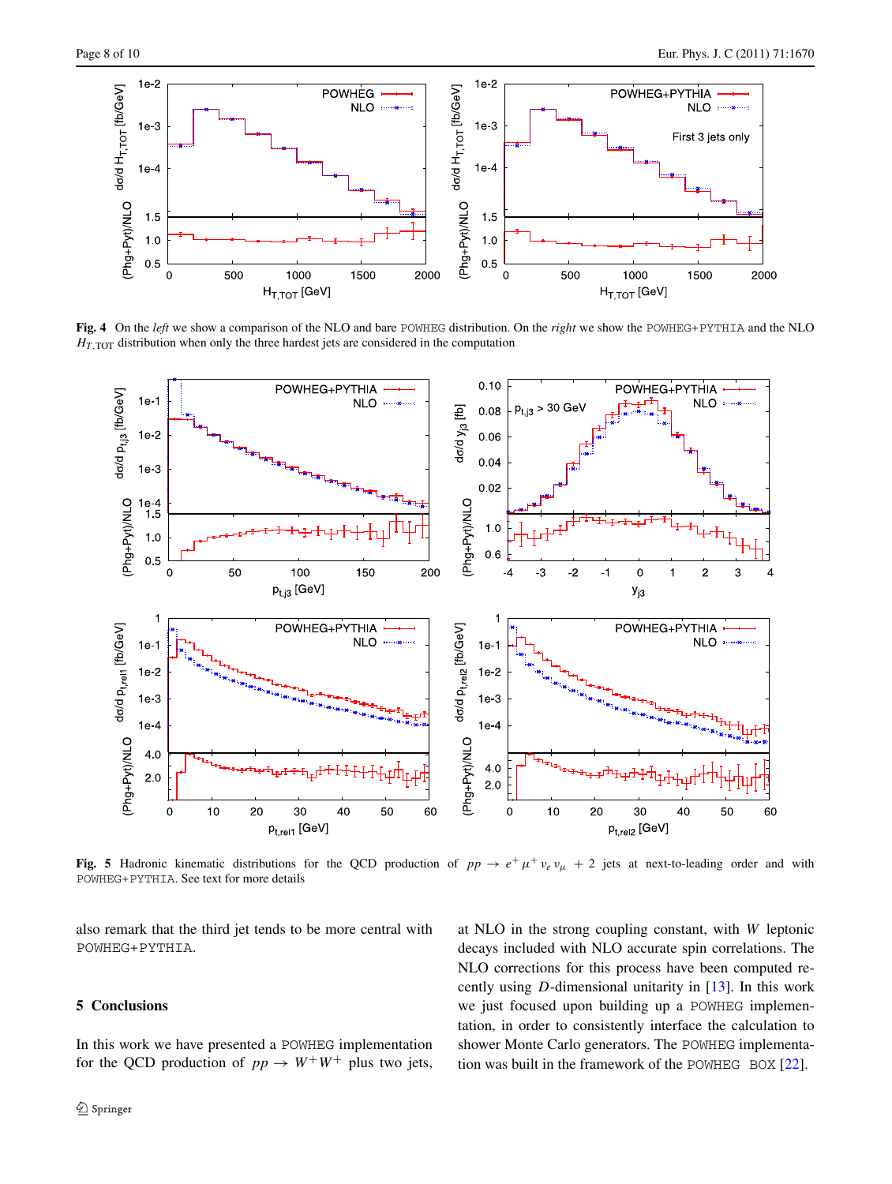POWHEG

NLO

$d\sigma/d\,H_{T,TOT}$ [fb/GeV]

(Phg+Pyt)/NLO

$H_{T,TOT}$ [GeV]

POWHEG+PYTHIA

NLO

First 3 jets only

**Fig. 4** On the *left* we show a comparison of the NLO and bare POWHEG distribution. On the *right* we show the POWHEG+PYTHIA and the NLO $H_{T,\mathrm{TOT}}$ distribution when only the three hardest jets are considered in the computation

POWHEG+PYTHIA

NLO

$d\sigma/d\,p_{t,j3}$ [fb/GeV]

$p_{t,j3}$ [GeV]

$p_{t,j3} > 30$ GeV

$d\sigma/d\,y_{j3}$ [fb]

$y_{j3}$

$d\sigma/d\,p_{t,rel1}$ [fb/GeV]

$p_{t,rel1}$ [GeV]

$d\sigma/d\,p_{t,rel2}$ [fb/GeV]

$p_{t,rel2}$ [GeV]

**Fig. 5** Hadronic kinematic distributions for the QCD production of $pp \to e^+\mu^+\nu_e\nu_\mu + 2$ jets at next-to-leading order and with POWHEG+PYTHIA. See text for more details

also remark that the third jet tends to be more central with POWHEG+PYTHIA.

## 5 Conclusions

In this work we have presented a POWHEG implementation for the QCD production of $pp \to W^+W^+$ plus two jets, at NLO in the strong coupling constant, with $W$ leptonic decays included with NLO accurate spin correlations. The NLO corrections for this process have been computed recently using $D$-dimensional unitarity in [13]. In this work we just focused upon building up a POWHEG implementation, in order to consistently interface the calculation to shower Monte Carlo generators. The POWHEG implementation was built in the framework of the POWHEG BOX [22].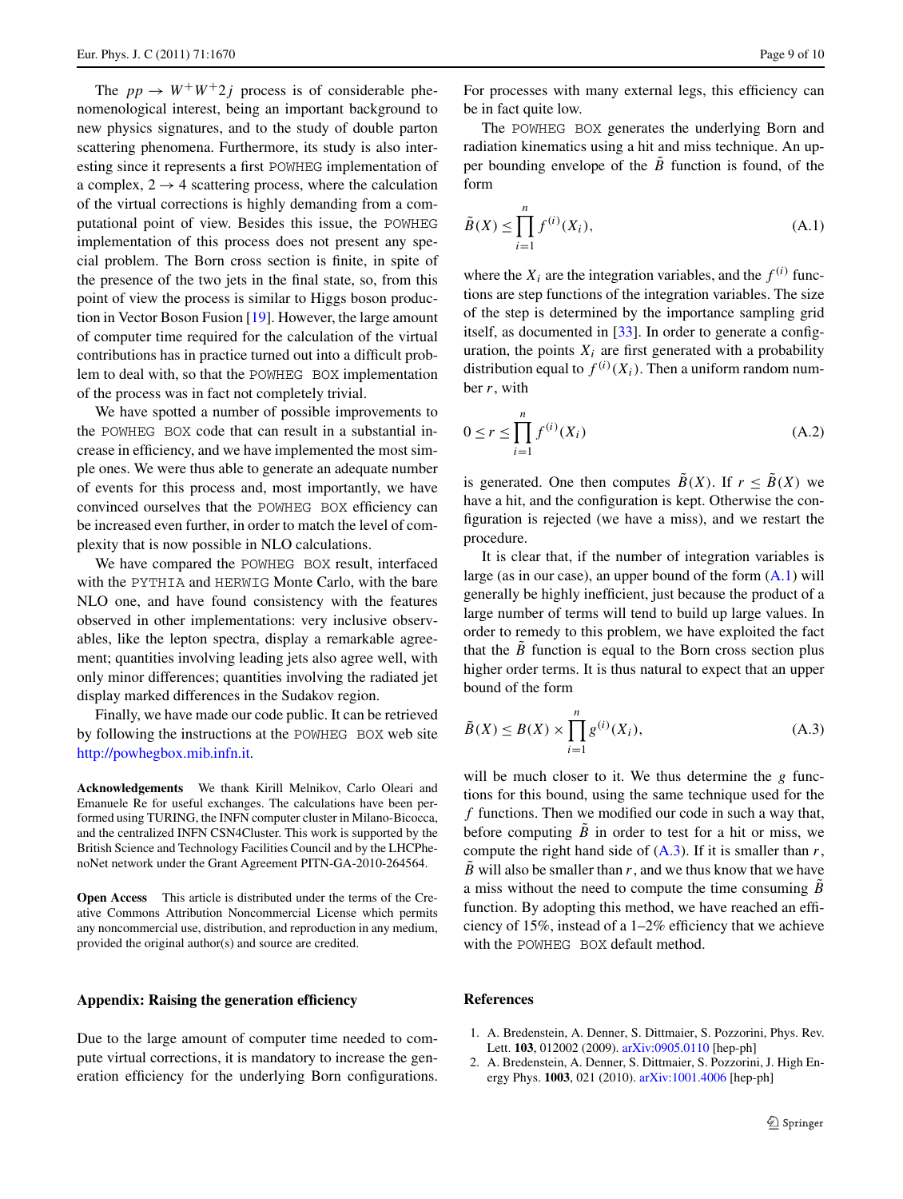The $pp \to W^+W^+2j$ process is of considerable phenomenological interest, being an important background to new physics signatures, and to the study of double parton scattering phenomena. Furthermore, its study is also interesting since it represents a first POWHEG implementation of a complex, $2 \to 4$ scattering process, where the calculation of the virtual corrections is highly demanding from a computational point of view. Besides this issue, the POWHEG implementation of this process does not present any special problem. The Born cross section is finite, in spite of the presence of the two jets in the final state, so, from this point of view the process is similar to Higgs boson production in Vector Boson Fusion [19]. However, the large amount of computer time required for the calculation of the virtual contributions has in practice turned out into a difficult problem to deal with, so that the POWHEG BOX implementation of the process was in fact not completely trivial.

We have spotted a number of possible improvements to the POWHEG BOX code that can result in a substantial increase in efficiency, and we have implemented the most simple ones. We were thus able to generate an adequate number of events for this process and, most importantly, we have convinced ourselves that the POWHEG BOX efficiency can be increased even further, in order to match the level of complexity that is now possible in NLO calculations.

We have compared the POWHEG BOX result, interfaced with the PYTHIA and HERWIG Monte Carlo, with the bare NLO one, and have found consistency with the features observed in other implementations: very inclusive observables, like the lepton spectra, display a remarkable agreement; quantities involving leading jets also agree well, with only minor differences; quantities involving the radiated jet display marked differences in the Sudakov region.

Finally, we have made our code public. It can be retrieved by following the instructions at the POWHEG BOX web site http://powhegbox.mib.infn.it.

**Acknowledgements** We thank Kirill Melnikov, Carlo Oleari and Emanuele Re for useful exchanges. The calculations have been performed using TURING, the INFN computer cluster in Milano-Bicocca, and the centralized INFN CSN4Cluster. This work is supported by the British Science and Technology Facilities Council and by the LHCPheNoNet network under the Grant Agreement PITN-GA-2010-264564.

**Open Access** This article is distributed under the terms of the Creative Commons Attribution Noncommercial License which permits any noncommercial use, distribution, and reproduction in any medium, provided the original author(s) and source are credited.

## Appendix: Raising the generation efficiency

Due to the large amount of computer time needed to compute virtual corrections, it is mandatory to increase the generation efficiency for the underlying Born configurations. For processes with many external legs, this efficiency can be in fact quite low.

The POWHEG BOX generates the underlying Born and radiation kinematics using a hit and miss technique. An upper bounding envelope of the $\tilde{B}$ function is found, of the form

$$\tilde{B}(X) \le \prod_{i=1}^{n} f^{(i)}(X_i), \tag{A.1}$$

where the $X_i$ are the integration variables, and the $f^{(i)}$ functions are step functions of the integration variables. The size of the step is determined by the importance sampling grid itself, as documented in [33]. In order to generate a configuration, the points $X_i$ are first generated with a probability distribution equal to $f^{(i)}(X_i)$. Then a uniform random number $r$, with

$$0 \le r \le \prod_{i=1}^{n} f^{(i)}(X_i) \tag{A.2}$$

is generated. One then computes $\tilde{B}(X)$. If $r \le \tilde{B}(X)$ we have a hit, and the configuration is kept. Otherwise the configuration is rejected (we have a miss), and we restart the procedure.

It is clear that, if the number of integration variables is large (as in our case), an upper bound of the form (A.1) will generally be highly inefficient, just because the product of a large number of terms will tend to build up large values. In order to remedy to this problem, we have exploited the fact that the $\tilde{B}$ function is equal to the Born cross section plus higher order terms. It is thus natural to expect that an upper bound of the form

$$\tilde{B}(X) \le B(X) \times \prod_{i=1}^{n} g^{(i)}(X_i), \tag{A.3}$$

will be much closer to it. We thus determine the $g$ functions for this bound, using the same technique used for the $f$ functions. Then we modified our code in such a way that, before computing $\tilde{B}$ in order to test for a hit or miss, we compute the right hand side of (A.3). If it is smaller than $r$, $\tilde{B}$ will also be smaller than $r$, and we thus know that we have a miss without the need to compute the time consuming $\tilde{B}$ function. By adopting this method, we have reached an efficiency of 15%, instead of a 1–2% efficiency that we achieve with the POWHEG BOX default method.

## References

1. A. Bredenstein, A. Denner, S. Dittmaier, S. Pozzorini, Phys. Rev. Lett. **103**, 012002 (2009). arXiv:0905.0110 [hep-ph]
2. A. Bredenstein, A. Denner, S. Dittmaier, S. Pozzorini, J. High Energy Phys. **1003**, 021 (2010). arXiv:1001.4006 [hep-ph]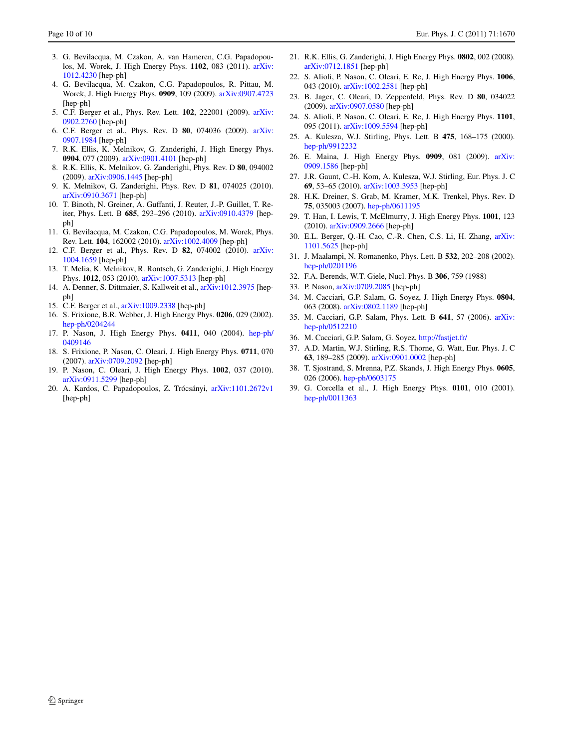3. G. Bevilacqua, M. Czakon, A. van Hameren, C.G. Papadopoulos, M. Worek, J. High Energy Phys. **1102**, 083 (2011). arXiv:1012.4230 [hep-ph]
4. G. Bevilacqua, M. Czakon, C.G. Papadopoulos, R. Pittau, M. Worek, J. High Energy Phys. **0909**, 109 (2009). arXiv:0907.4723 [hep-ph]
5. C.F. Berger et al., Phys. Rev. Lett. **102**, 222001 (2009). arXiv:0902.2760 [hep-ph]
6. C.F. Berger et al., Phys. Rev. D **80**, 074036 (2009). arXiv:0907.1984 [hep-ph]
7. R.K. Ellis, K. Melnikov, G. Zanderighi, J. High Energy Phys. **0904**, 077 (2009). arXiv:0901.4101 [hep-ph]
8. R.K. Ellis, K. Melnikov, G. Zanderighi, Phys. Rev. D **80**, 094002 (2009). arXiv:0906.1445 [hep-ph]
9. K. Melnikov, G. Zanderighi, Phys. Rev. D **81**, 074025 (2010). arXiv:0910.3671 [hep-ph]
10. T. Binoth, N. Greiner, A. Guffanti, J. Reuter, J.-P. Guillet, T. Reiter, Phys. Lett. B **685**, 293–296 (2010). arXiv:0910.4379 [hep-ph]
11. G. Bevilacqua, M. Czakon, C.G. Papadopoulos, M. Worek, Phys. Rev. Lett. **104**, 162002 (2010). arXiv:1002.4009 [hep-ph]
12. C.F. Berger et al., Phys. Rev. D **82**, 074002 (2010). arXiv:1004.1659 [hep-ph]
13. T. Melia, K. Melnikov, R. Rontsch, G. Zanderighi, J. High Energy Phys. **1012**, 053 (2010). arXiv:1007.5313 [hep-ph]
14. A. Denner, S. Dittmaier, S. Kallweit et al., arXiv:1012.3975 [hep-ph]
15. C.F. Berger et al., arXiv:1009.2338 [hep-ph]
16. S. Frixione, B.R. Webber, J. High Energy Phys. **0206**, 029 (2002). hep-ph/0204244
17. P. Nason, J. High Energy Phys. **0411**, 040 (2004). hep-ph/0409146
18. S. Frixione, P. Nason, C. Oleari, J. High Energy Phys. **0711**, 070 (2007). arXiv:0709.2092 [hep-ph]
19. P. Nason, C. Oleari, J. High Energy Phys. **1002**, 037 (2010). arXiv:0911.5299 [hep-ph]
20. A. Kardos, C. Papadopoulos, Z. Trócsányi, arXiv:1101.2672v1 [hep-ph]
21. R.K. Ellis, G. Zanderighi, J. High Energy Phys. **0802**, 002 (2008). arXiv:0712.1851 [hep-ph]
22. S. Alioli, P. Nason, C. Oleari, E. Re, J. High Energy Phys. **1006**, 043 (2010). arXiv:1002.2581 [hep-ph]
23. B. Jager, C. Oleari, D. Zeppenfeld, Phys. Rev. D **80**, 034022 (2009). arXiv:0907.0580 [hep-ph]
24. S. Alioli, P. Nason, C. Oleari, E. Re, J. High Energy Phys. **1101**, 095 (2011). arXiv:1009.5594 [hep-ph]
25. A. Kulesza, W.J. Stirling, Phys. Lett. B **475**, 168–175 (2000). hep-ph/9912232
26. E. Maina, J. High Energy Phys. **0909**, 081 (2009). arXiv:0909.1586 [hep-ph]
27. J.R. Gaunt, C.-H. Kom, A. Kulesza, W.J. Stirling, Eur. Phys. J. C **69**, 53–65 (2010). arXiv:1003.3953 [hep-ph]
28. H.K. Dreiner, S. Grab, M. Kramer, M.K. Trenkel, Phys. Rev. D **75**, 035003 (2007). hep-ph/0611195
29. T. Han, I. Lewis, T. McElmurry, J. High Energy Phys. **1001**, 123 (2010). arXiv:0909.2666 [hep-ph]
30. E.L. Berger, Q.-H. Cao, C.-R. Chen, C.S. Li, H. Zhang, arXiv:1101.5625 [hep-ph]
31. J. Maalampi, N. Romanenko, Phys. Lett. B **532**, 202–208 (2002). hep-ph/0201196
32. F.A. Berends, W.T. Giele, Nucl. Phys. B **306**, 759 (1988)
33. P. Nason, arXiv:0709.2085 [hep-ph]
34. M. Cacciari, G.P. Salam, G. Soyez, J. High Energy Phys. **0804**, 063 (2008). arXiv:0802.1189 [hep-ph]
35. M. Cacciari, G.P. Salam, Phys. Lett. B **641**, 57 (2006). arXiv:hep-ph/0512210
36. M. Cacciari, G.P. Salam, G. Soyez, http://fastjet.fr/
37. A.D. Martin, W.J. Stirling, R.S. Thorne, G. Watt, Eur. Phys. J. C **63**, 189–285 (2009). arXiv:0901.0002 [hep-ph]
38. T. Sjostrand, S. Mrenna, P.Z. Skands, J. High Energy Phys. **0605**, 026 (2006). hep-ph/0603175
39. G. Corcella et al., J. High Energy Phys. **0101**, 010 (2001). hep-ph/0011363